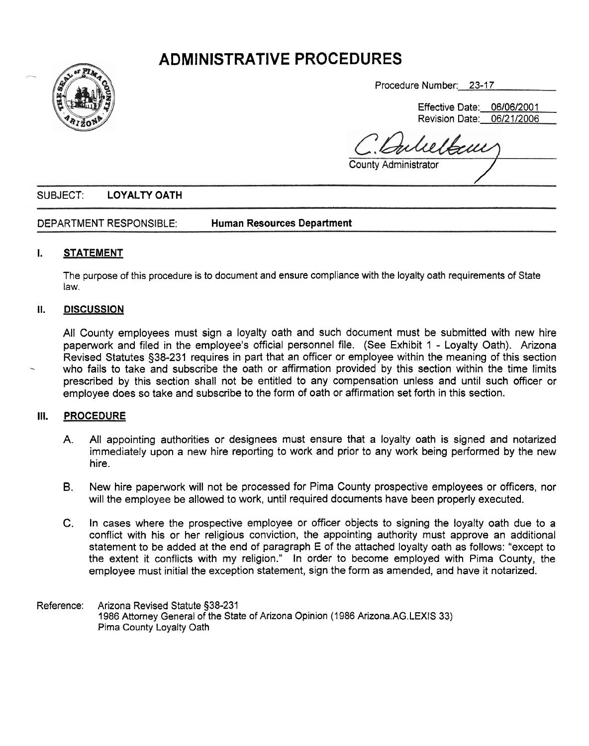# ADMINISTRATIVE PROCEDURES

Procedure Number: 23-17

Effective Date: 06/06/2001
Revision Date: 06/21/2006

County Administrator

SUBJECT: **LOYALTY OATH**

DEPARTMENT RESPONSIBLE: **Human Resources Department**

## I. STATEMENT

The purpose of this procedure is to document and ensure compliance with the loyalty oath requirements of State law.

## II. DISCUSSION

All County employees must sign a loyalty oath and such document must be submitted with new hire paperwork and filed in the employee's official personnel file. (See Exhibit 1 - Loyalty Oath). Arizona Revised Statutes §38-231 requires in part that an officer or employee within the meaning of this section who fails to take and subscribe the oath or affirmation provided by this section within the time limits prescribed by this section shall not be entitled to any compensation unless and until such officer or employee does so take and subscribe to the form of oath or affirmation set forth in this section.

## III. PROCEDURE

A. All appointing authorities or designees must ensure that a loyalty oath is signed and notarized immediately upon a new hire reporting to work and prior to any work being performed by the new hire.

B. New hire paperwork will not be processed for Pima County prospective employees or officers, nor will the employee be allowed to work, until required documents have been properly executed.

C. In cases where the prospective employee or officer objects to signing the loyalty oath due to a conflict with his or her religious conviction, the appointing authority must approve an additional statement to be added at the end of paragraph E of the attached loyalty oath as follows: "except to the extent it conflicts with my religion." In order to become employed with Pima County, the employee must initial the exception statement, sign the form as amended, and have it notarized.

Reference: Arizona Revised Statute §38-231
1986 Attorney General of the State of Arizona Opinion (1986 Arizona.AG.LEXIS 33)
Pima County Loyalty Oath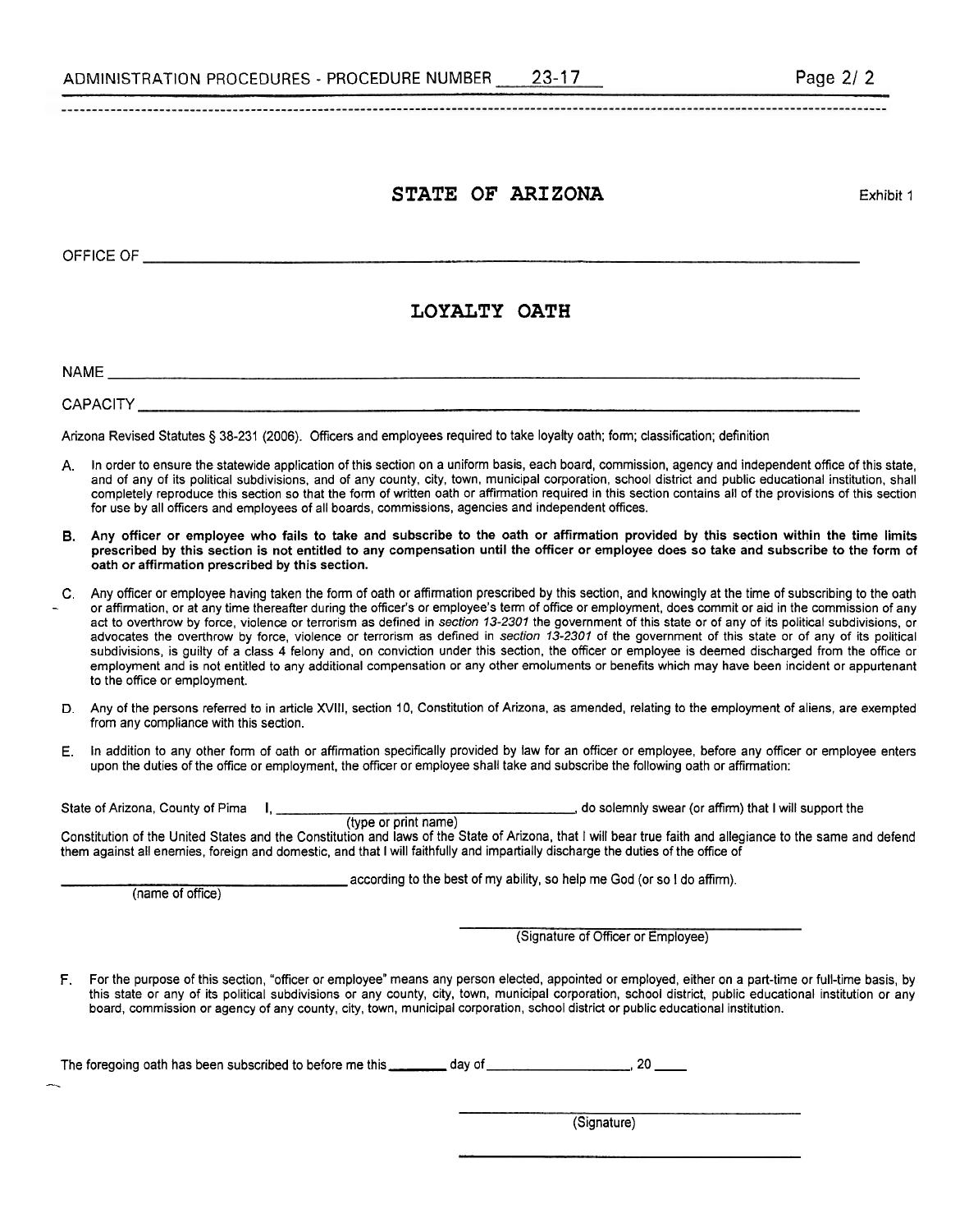# STATE OF ARIZONA

Exhibit 1

OFFICE OF \_\_\_\_\_\_\_\_\_\_\_\_\_\_\_\_\_\_\_\_\_\_\_\_\_\_\_\_\_\_\_\_\_\_\_\_\_\_\_\_

## LOYALTY OATH

NAME \_\_\_\_\_\_\_\_\_\_\_\_\_\_\_\_\_\_\_\_\_\_\_\_\_\_\_\_\_\_\_\_\_\_\_\_\_\_\_\_

CAPACITY \_\_\_\_\_\_\_\_\_\_\_\_\_\_\_\_\_\_\_\_\_\_\_\_\_\_\_\_\_\_\_\_\_\_\_\_\_\_\_\_

Arizona Revised Statutes § 38-231 (2006). Officers and employees required to take loyalty oath; form; classification; definition

A. In order to ensure the statewide application of this section on a uniform basis, each board, commission, agency and independent office of this state, and of any of its political subdivisions, and of any county, city, town, municipal corporation, school district and public educational institution, shall completely reproduce this section so that the form of written oath or affirmation required in this section contains all of the provisions of this section for use by all officers and employees of all boards, commissions, agencies and independent offices.

**B. Any officer or employee who fails to take and subscribe to the oath or affirmation provided by this section within the time limits prescribed by this section is not entitled to any compensation until the officer or employee does so take and subscribe to the form of oath or affirmation prescribed by this section.**

C. Any officer or employee having taken the form of oath or affirmation prescribed by this section, and knowingly at the time of subscribing to the oath or affirmation, or at any time thereafter during the officer's or employee's term of office or employment, does commit or aid in the commission of any act to overthrow by force, violence or terrorism as defined in *section 13-2301* the government of this state or of any of its political subdivisions, or advocates the overthrow by force, violence or terrorism as defined in *section 13-2301* of the government of this state or of any of its political subdivisions, is guilty of a class 4 felony and, on conviction under this section, the officer or employee is deemed discharged from the office or employment and is not entitled to any additional compensation or any other emoluments or benefits which may have been incident or appurtenant to the office or employment.

D. Any of the persons referred to in article XVIII, section 10, Constitution of Arizona, as amended, relating to the employment of aliens, are exempted from any compliance with this section.

E. In addition to any other form of oath or affirmation specifically provided by law for an officer or employee, before any officer or employee enters upon the duties of the office or employment, the officer or employee shall take and subscribe the following oath or affirmation:

State of Arizona, County of Pima I, \_\_\_\_\_\_\_\_\_\_\_\_\_\_\_\_\_\_\_\_\_\_\_\_\_\_\_\_\_\_\_\_ (type or print name), do solemnly swear (or affirm) that I will support the Constitution of the United States and the Constitution and laws of the State of Arizona, that I will bear true faith and allegiance to the same and defend them against all enemies, foreign and domestic, and that I will faithfully and impartially discharge the duties of the office of

\_\_\_\_\_\_\_\_\_\_\_\_\_\_\_\_\_\_\_\_\_\_\_\_\_\_\_\_\_\_\_\_ (name of office) according to the best of my ability, so help me God (or so I do affirm).

\_\_\_\_\_\_\_\_\_\_\_\_\_\_\_\_\_\_\_\_\_\_\_\_\_\_\_\_\_\_\_\_
(Signature of Officer or Employee)

F. For the purpose of this section, "officer or employee" means any person elected, appointed or employed, either on a part-time or full-time basis, by this state or any of its political subdivisions or any county, city, town, municipal corporation, school district, public educational institution or any board, commission or agency of any county, city, town, municipal corporation, school district or public educational institution.

The foregoing oath has been subscribed to before me this \_\_\_\_\_\_\_ day of \_\_\_\_\_\_\_\_\_\_\_\_\_\_\_\_, 20 \_\_\_\_

\_\_\_\_\_\_\_\_\_\_\_\_\_\_\_\_\_\_\_\_\_\_\_\_\_\_\_\_\_\_\_\_
(Signature)

\_\_\_\_\_\_\_\_\_\_\_\_\_\_\_\_\_\_\_\_\_\_\_\_\_\_\_\_\_\_\_\_